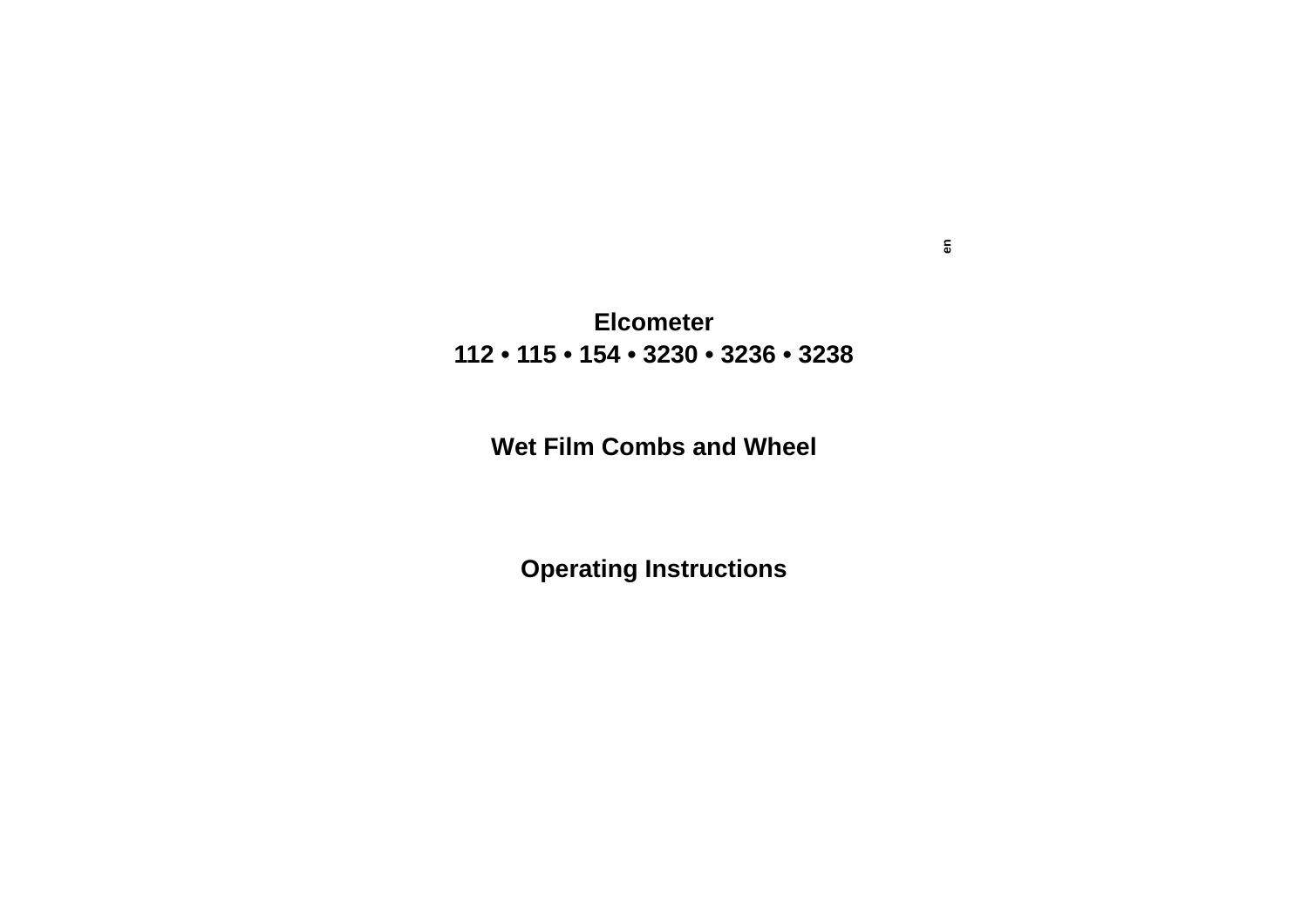# Elcometer
# 112 • 115 • 154 • 3230 • 3236 • 3238

## Wet Film Combs and Wheel

## Operating Instructions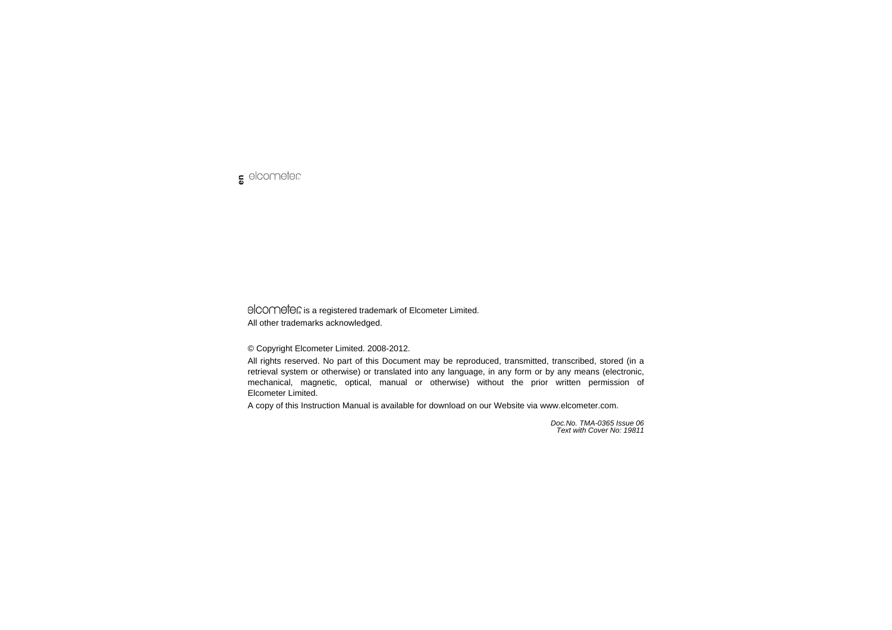elcometer is a registered trademark of Elcometer Limited.

All other trademarks acknowledged.

© Copyright Elcometer Limited. 2008-2012.

All rights reserved. No part of this Document may be reproduced, transmitted, transcribed, stored (in a retrieval system or otherwise) or translated into any language, in any form or by any means (electronic, mechanical, magnetic, optical, manual or otherwise) without the prior written permission of Elcometer Limited.

A copy of this Instruction Manual is available for download on our Website via www.elcometer.com.

*Doc.No. TMA-0365 Issue 06*
*Text with Cover No: 19811*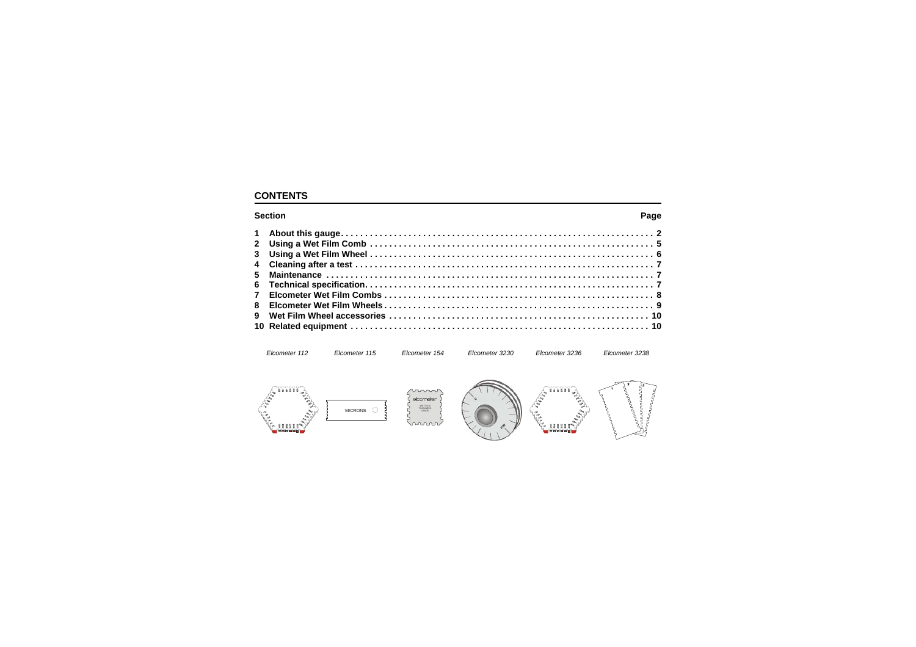## CONTENTS

| Section | | Page |
|---|---|---|
| 1 | About this gauge | 2 |
| 2 | Using a Wet Film Comb | 5 |
| 3 | Using a Wet Film Wheel | 6 |
| 4 | Cleaning after a test | 7 |
| 5 | Maintenance | 7 |
| 6 | Technical specification | 7 |
| 7 | Elcometer Wet Film Combs | 8 |
| 8 | Elcometer Wet Film Wheels | 9 |
| 9 | Wet Film Wheel accessories | 10 |
| 10 | Related equipment | 10 |

*Elcometer 112* *Elcometer 115* *Elcometer 154* *Elcometer 3230* *Elcometer 3236* *Elcometer 3238*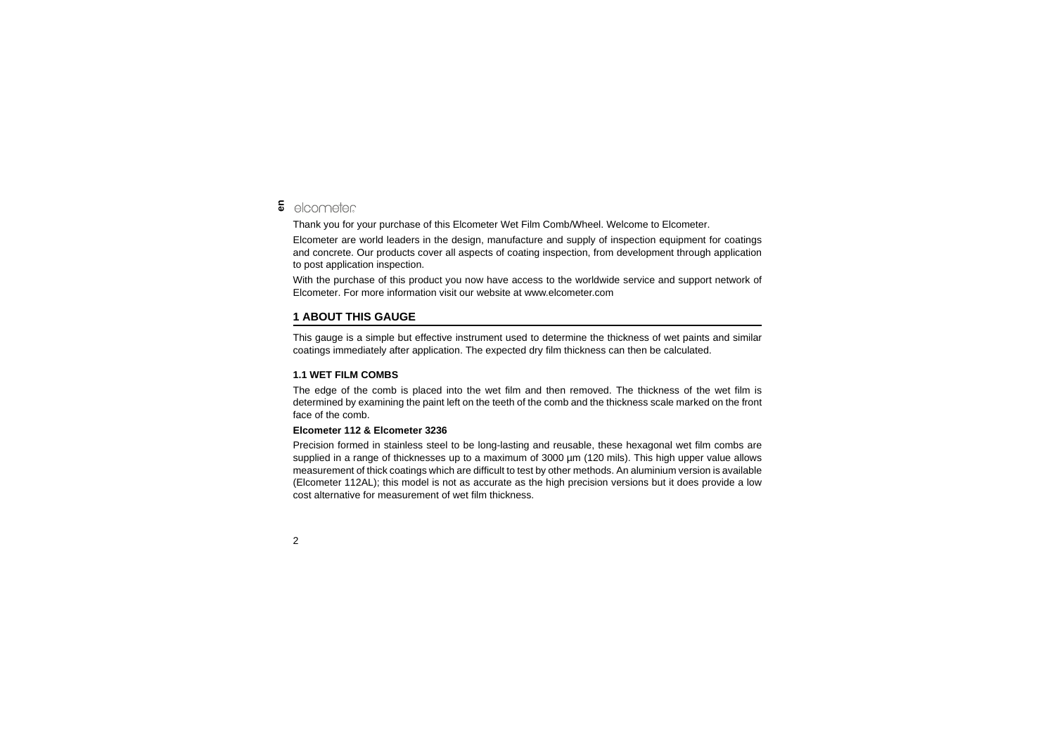Thank you for your purchase of this Elcometer Wet Film Comb/Wheel. Welcome to Elcometer.

Elcometer are world leaders in the design, manufacture and supply of inspection equipment for coatings and concrete. Our products cover all aspects of coating inspection, from development through application to post application inspection.

With the purchase of this product you now have access to the worldwide service and support network of Elcometer. For more information visit our website at www.elcometer.com

## 1 ABOUT THIS GAUGE

This gauge is a simple but effective instrument used to determine the thickness of wet paints and similar coatings immediately after application. The expected dry film thickness can then be calculated.

### 1.1 WET FILM COMBS

The edge of the comb is placed into the wet film and then removed. The thickness of the wet film is determined by examining the paint left on the teeth of the comb and the thickness scale marked on the front face of the comb.

**Elcometer 112 & Elcometer 3236**

Precision formed in stainless steel to be long-lasting and reusable, these hexagonal wet film combs are supplied in a range of thicknesses up to a maximum of 3000 µm (120 mils). This high upper value allows measurement of thick coatings which are difficult to test by other methods. An aluminium version is available (Elcometer 112AL); this model is not as accurate as the high precision versions but it does provide a low cost alternative for measurement of wet film thickness.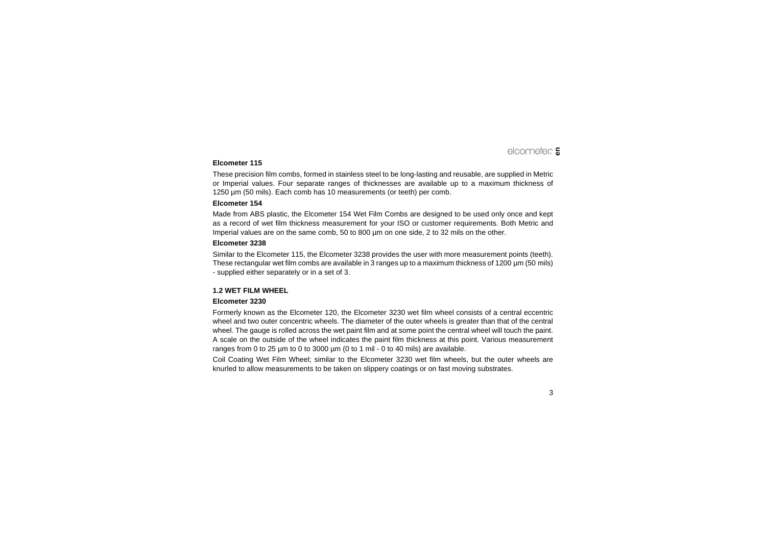### Elcometer 115

These precision film combs, formed in stainless steel to be long-lasting and reusable, are supplied in Metric or Imperial values. Four separate ranges of thicknesses are available up to a maximum thickness of 1250 µm (50 mils). Each comb has 10 measurements (or teeth) per comb.

### Elcometer 154

Made from ABS plastic, the Elcometer 154 Wet Film Combs are designed to be used only once and kept as a record of wet film thickness measurement for your ISO or customer requirements. Both Metric and Imperial values are on the same comb, 50 to 800 µm on one side, 2 to 32 mils on the other.

### Elcometer 3238

Similar to the Elcometer 115, the Elcometer 3238 provides the user with more measurement points (teeth). These rectangular wet film combs are available in 3 ranges up to a maximum thickness of 1200 µm (50 mils) - supplied either separately or in a set of 3.

## 1.2 WET FILM WHEEL

### Elcometer 3230

Formerly known as the Elcometer 120, the Elcometer 3230 wet film wheel consists of a central eccentric wheel and two outer concentric wheels. The diameter of the outer wheels is greater than that of the central wheel. The gauge is rolled across the wet paint film and at some point the central wheel will touch the paint. A scale on the outside of the wheel indicates the paint film thickness at this point. Various measurement ranges from 0 to 25 µm to 0 to 3000 µm (0 to 1 mil - 0 to 40 mils) are available.

Coil Coating Wet Film Wheel; similar to the Elcometer 3230 wet film wheels, but the outer wheels are knurled to allow measurements to be taken on slippery coatings or on fast moving substrates.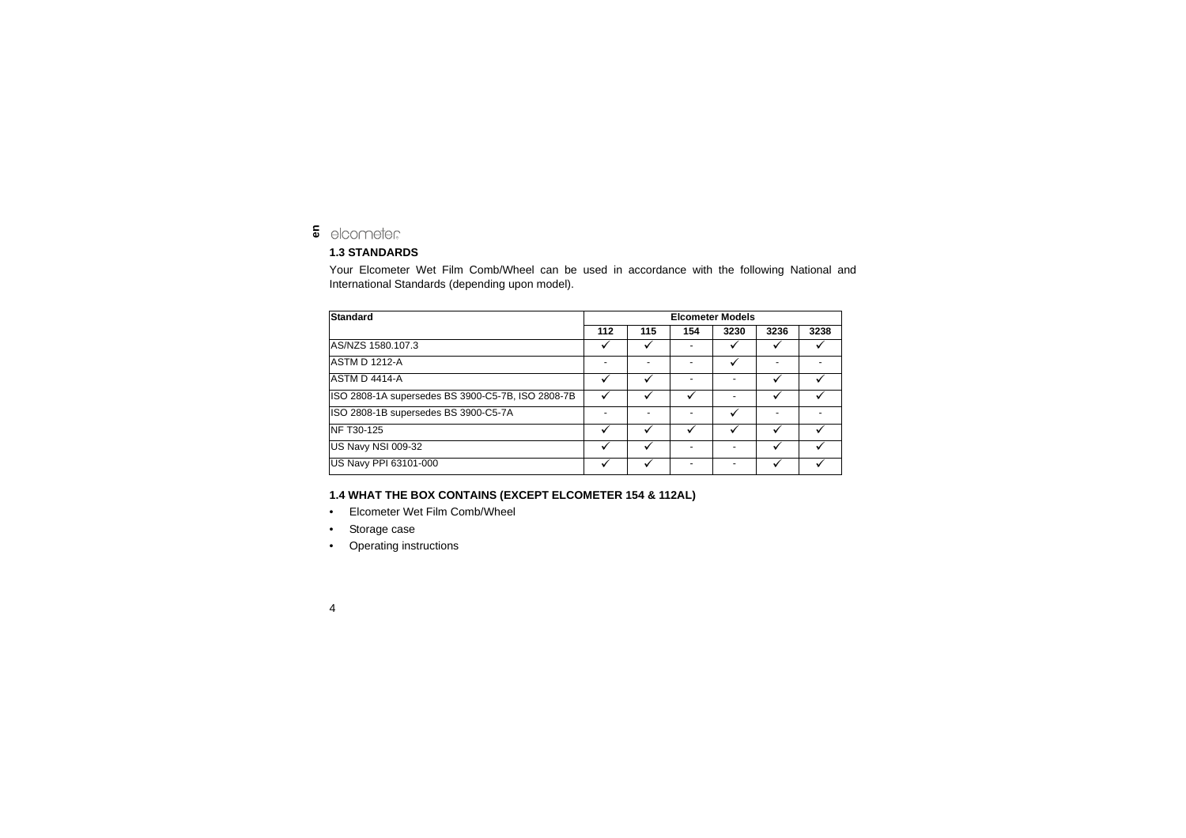### 1.3 STANDARDS

Your Elcometer Wet Film Comb/Wheel can be used in accordance with the following National and International Standards (depending upon model).

| Standard | Elcometer Models | | | | | |
|---|---|---|---|---|---|---|
| | 112 | 115 | 154 | 3230 | 3236 | 3238 |
| AS/NZS 1580.107.3 | ✓ | ✓ | - | ✓ | ✓ | ✓ |
| ASTM D 1212-A | - | - | - | ✓ | - | - |
| ASTM D 4414-A | ✓ | ✓ | - | - | ✓ | ✓ |
| ISO 2808-1A supersedes BS 3900-C5-7B, ISO 2808-7B | ✓ | ✓ | ✓ | - | ✓ | ✓ |
| ISO 2808-1B supersedes BS 3900-C5-7A | - | - | - | ✓ | - | - |
| NF T30-125 | ✓ | ✓ | ✓ | ✓ | ✓ | ✓ |
| US Navy NSI 009-32 | ✓ | ✓ | - | - | ✓ | ✓ |
| US Navy PPI 63101-000 | ✓ | ✓ | - | - | ✓ | ✓ |

### 1.4 WHAT THE BOX CONTAINS (EXCEPT ELCOMETER 154 & 112AL)

- Elcometer Wet Film Comb/Wheel
- Storage case
- Operating instructions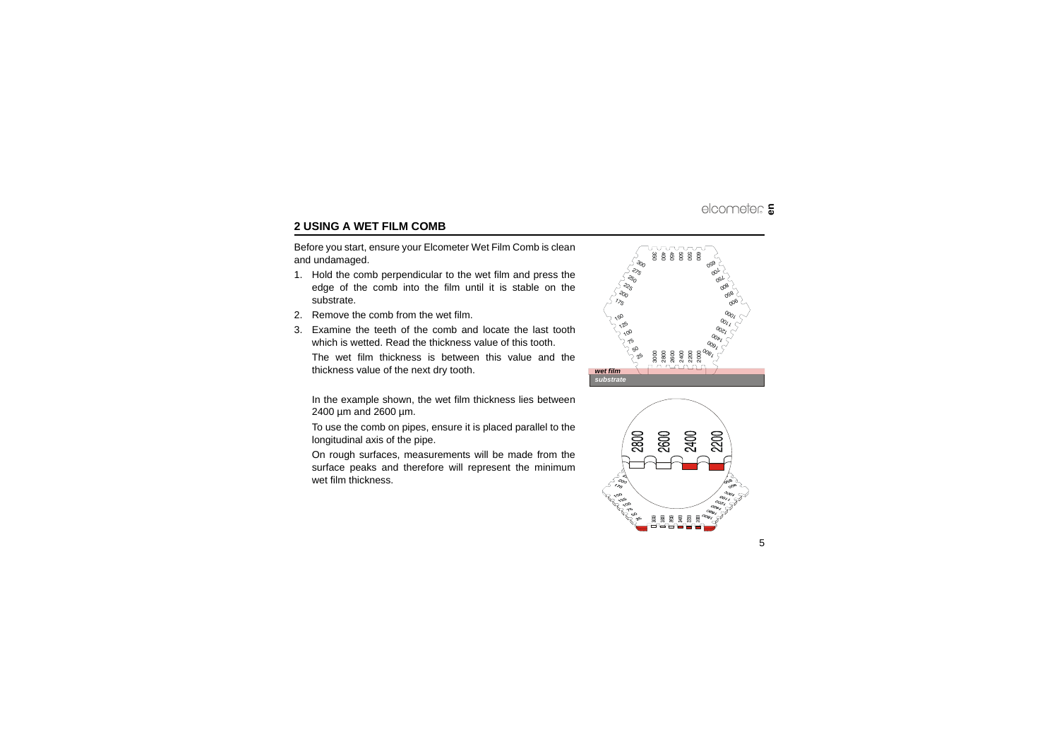## 2 USING A WET FILM COMB

Before you start, ensure your Elcometer Wet Film Comb is clean and undamaged.

1. Hold the comb perpendicular to the wet film and press the edge of the comb into the film until it is stable on the substrate.
2. Remove the comb from the wet film.
3. Examine the teeth of the comb and locate the last tooth which is wetted. Read the thickness value of this tooth.

   The wet film thickness is between this value and the thickness value of the next dry tooth.

   In the example shown, the wet film thickness lies between 2400 µm and 2600 µm.

   To use the comb on pipes, ensure it is placed parallel to the longitudinal axis of the pipe.

   On rough surfaces, measurements will be made from the surface peaks and therefore will represent the minimum wet film thickness.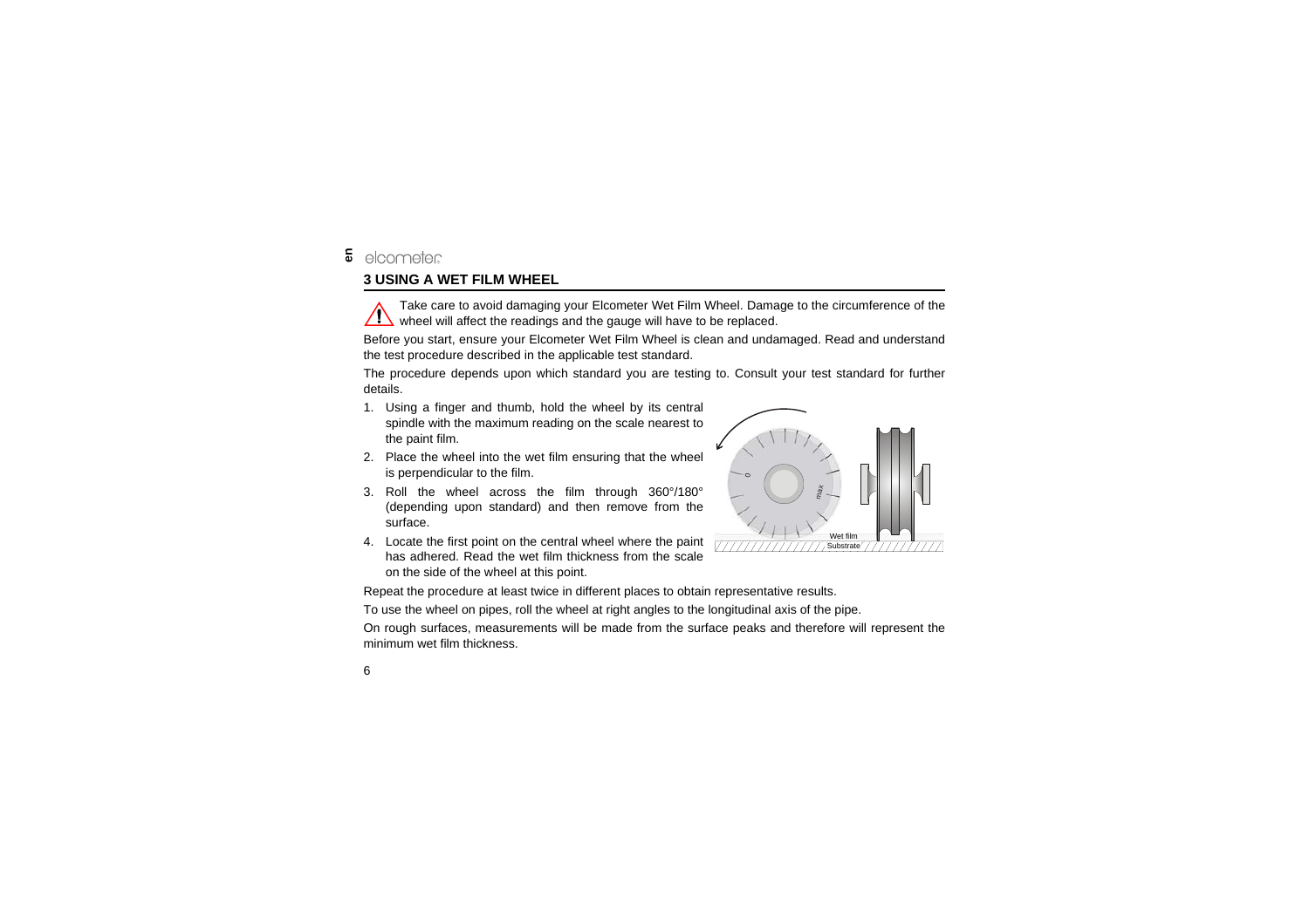## 3 USING A WET FILM WHEEL

Take care to avoid damaging your Elcometer Wet Film Wheel. Damage to the circumference of the wheel will affect the readings and the gauge will have to be replaced.

Before you start, ensure your Elcometer Wet Film Wheel is clean and undamaged. Read and understand the test procedure described in the applicable test standard.

The procedure depends upon which standard you are testing to. Consult your test standard for further details.

1. Using a finger and thumb, hold the wheel by its central spindle with the maximum reading on the scale nearest to the paint film.
2. Place the wheel into the wet film ensuring that the wheel is perpendicular to the film.
3. Roll the wheel across the film through 360°/180° (depending upon standard) and then remove from the surface.
4. Locate the first point on the central wheel where the paint has adhered. Read the wet film thickness from the scale on the side of the wheel at this point.

Repeat the procedure at least twice in different places to obtain representative results.

To use the wheel on pipes, roll the wheel at right angles to the longitudinal axis of the pipe.

On rough surfaces, measurements will be made from the surface peaks and therefore will represent the minimum wet film thickness.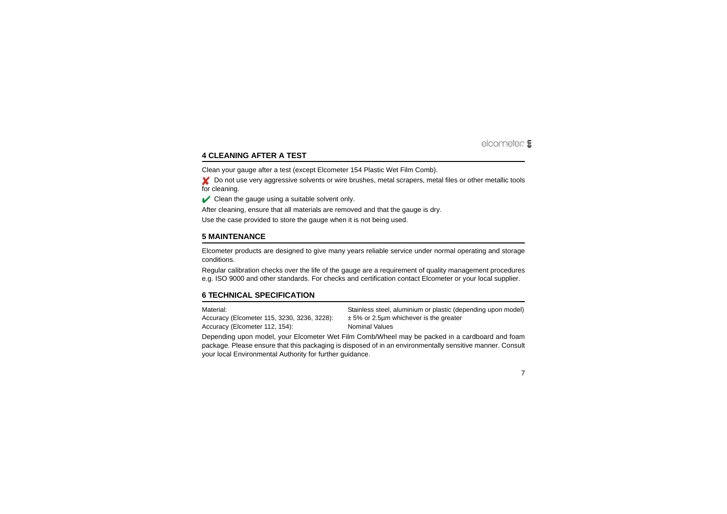## 4 CLEANING AFTER A TEST

Clean your gauge after a test (except Elcometer 154 Plastic Wet Film Comb).

✘ Do not use very aggressive solvents or wire brushes, metal scrapers, metal files or other metallic tools for cleaning.

✔ Clean the gauge using a suitable solvent only.

After cleaning, ensure that all materials are removed and that the gauge is dry.

Use the case provided to store the gauge when it is not being used.

## 5 MAINTENANCE

Elcometer products are designed to give many years reliable service under normal operating and storage conditions.

Regular calibration checks over the life of the gauge are a requirement of quality management procedures e.g. ISO 9000 and other standards. For checks and certification contact Elcometer or your local supplier.

## 6 TECHNICAL SPECIFICATION

| | |
|---|---|
| Material: | Stainless steel, aluminium or plastic (depending upon model) |
| Accuracy (Elcometer 115, 3230, 3236, 3228): | ± 5% or 2.5µm whichever is the greater |
| Accuracy (Elcometer 112, 154): | Nominal Values |

Depending upon model, your Elcometer Wet Film Comb/Wheel may be packed in a cardboard and foam package. Please ensure that this packaging is disposed of in an environmentally sensitive manner. Consult your local Environmental Authority for further guidance.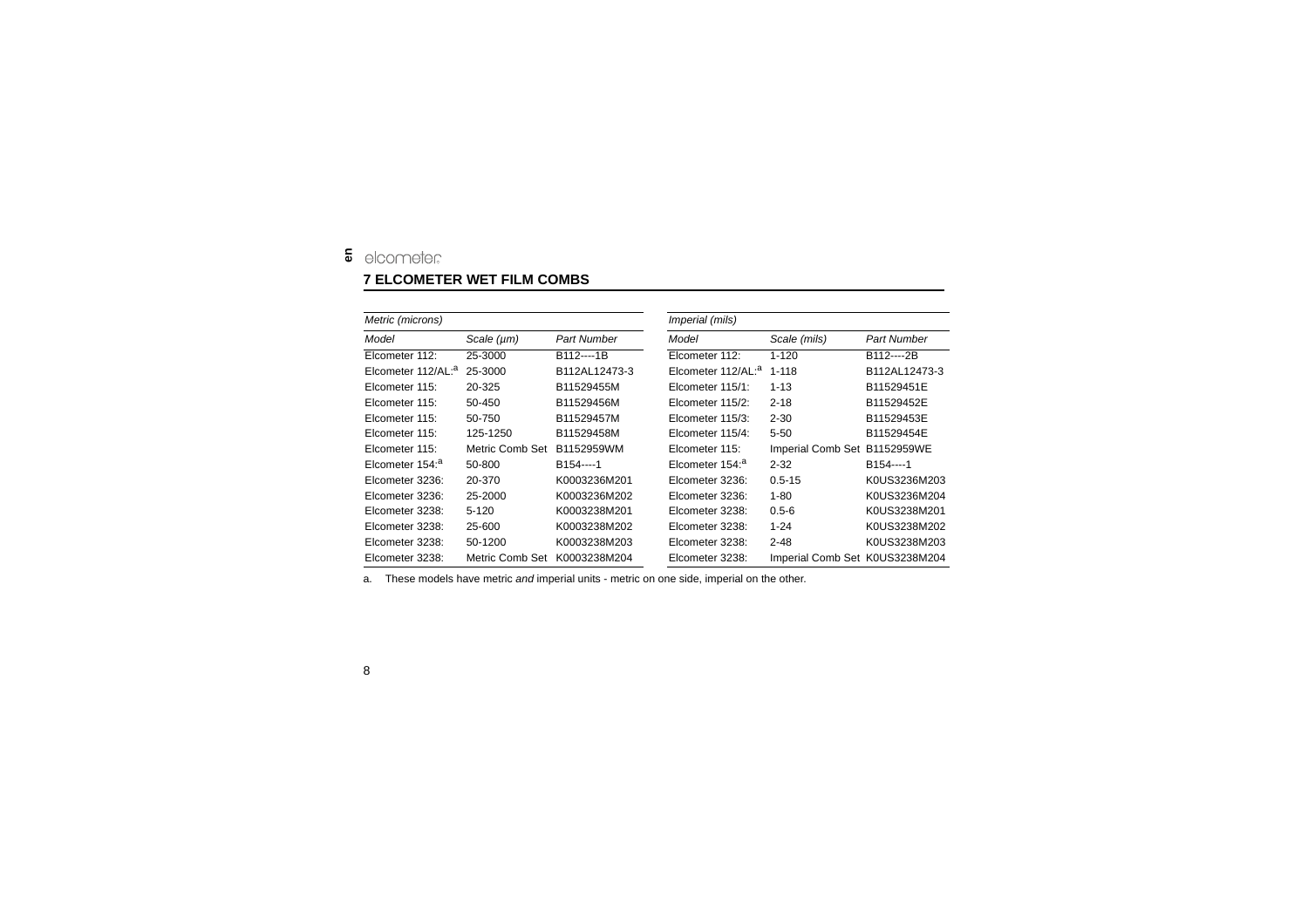## 7 ELCOMETER WET FILM COMBS

| Metric (microns) | | |
|---|---|---|
| *Model* | *Scale (µm)* | *Part Number* |
| Elcometer 112: | 25-3000 | B112----1B |
| Elcometer 112/AL:[a] | 25-3000 | B112AL12473-3 |
| Elcometer 115: | 20-325 | B11529455M |
| Elcometer 115: | 50-450 | B11529456M |
| Elcometer 115: | 50-750 | B11529457M |
| Elcometer 115: | 125-1250 | B11529458M |
| Elcometer 115: | Metric Comb Set | B1152959WM |
| Elcometer 154:[a] | 50-800 | B154----1 |
| Elcometer 3236: | 20-370 | K0003236M201 |
| Elcometer 3236: | 25-2000 | K0003236M202 |
| Elcometer 3238: | 5-120 | K0003238M201 |
| Elcometer 3238: | 25-600 | K0003238M202 |
| Elcometer 3238: | 50-1200 | K0003238M203 |
| Elcometer 3238: | Metric Comb Set | K0003238M204 |

| Imperial (mils) | | |
|---|---|---|
| *Model* | *Scale (mils)* | *Part Number* |
| Elcometer 112: | 1-120 | B112----2B |
| Elcometer 112/AL:[a] | 1-118 | B112AL12473-3 |
| Elcometer 115/1: | 1-13 | B11529451E |
| Elcometer 115/2: | 2-18 | B11529452E |
| Elcometer 115/3: | 2-30 | B11529453E |
| Elcometer 115/4: | 5-50 | B11529454E |
| Elcometer 115: | Imperial Comb Set | B1152959WE |
| Elcometer 154:[a] | 2-32 | B154----1 |
| Elcometer 3236: | 0.5-15 | K0US3236M203 |
| Elcometer 3236: | 1-80 | K0US3236M204 |
| Elcometer 3238: | 0.5-6 | K0US3238M201 |
| Elcometer 3238: | 1-24 | K0US3238M202 |
| Elcometer 3238: | 2-48 | K0US3238M203 |
| Elcometer 3238: | Imperial Comb Set | K0US3238M204 |

a. These models have metric *and* imperial units - metric on one side, imperial on the other.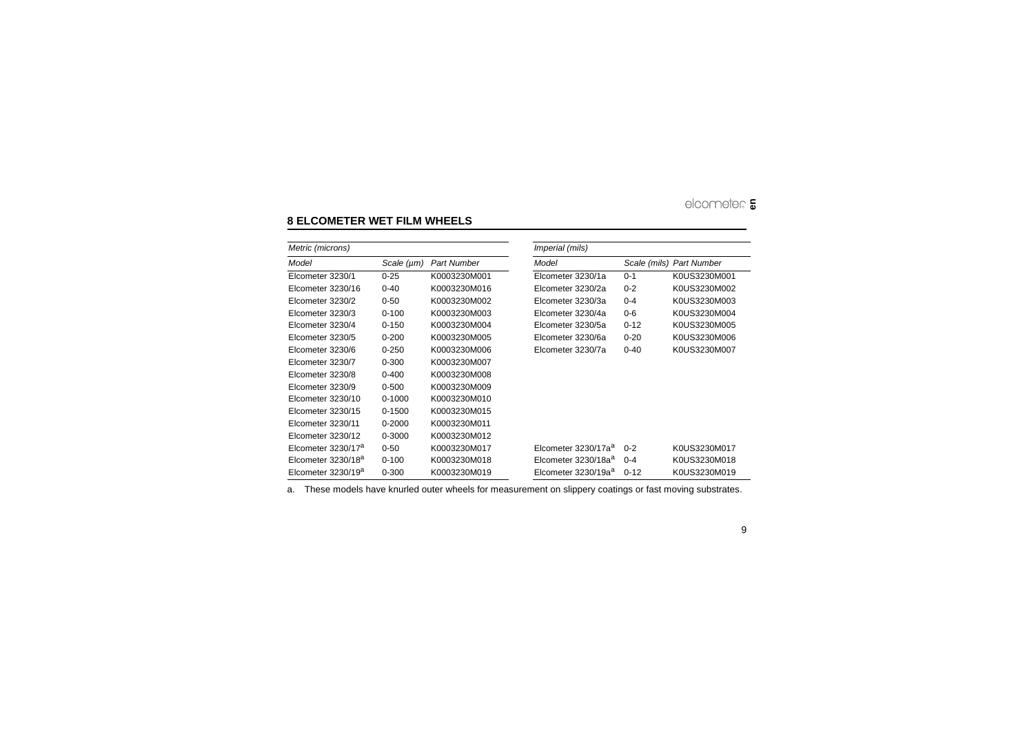## 8 ELCOMETER WET FILM WHEELS

| *Metric (microns)* | | |
|---|---|---|
| *Model* | *Scale (µm)* | *Part Number* |
| Elcometer 3230/1 | 0-25 | K0003230M001 |
| Elcometer 3230/16 | 0-40 | K0003230M016 |
| Elcometer 3230/2 | 0-50 | K0003230M002 |
| Elcometer 3230/3 | 0-100 | K0003230M003 |
| Elcometer 3230/4 | 0-150 | K0003230M004 |
| Elcometer 3230/5 | 0-200 | K0003230M005 |
| Elcometer 3230/6 | 0-250 | K0003230M006 |
| Elcometer 3230/7 | 0-300 | K0003230M007 |
| Elcometer 3230/8 | 0-400 | K0003230M008 |
| Elcometer 3230/9 | 0-500 | K0003230M009 |
| Elcometer 3230/10 | 0-1000 | K0003230M010 |
| Elcometer 3230/15 | 0-1500 | K0003230M015 |
| Elcometer 3230/11 | 0-2000 | K0003230M011 |
| Elcometer 3230/12 | 0-3000 | K0003230M012 |
| Elcometer 3230/17[a] | 0-50 | K0003230M017 |
| Elcometer 3230/18[a] | 0-100 | K0003230M018 |
| Elcometer 3230/19[a] | 0-300 | K0003230M019 |

| *Imperial (mils)* | | |
|---|---|---|
| *Model* | *Scale (mils)* | *Part Number* |
| Elcometer 3230/1a | 0-1 | K0US3230M001 |
| Elcometer 3230/2a | 0-2 | K0US3230M002 |
| Elcometer 3230/3a | 0-4 | K0US3230M003 |
| Elcometer 3230/4a | 0-6 | K0US3230M004 |
| Elcometer 3230/5a | 0-12 | K0US3230M005 |
| Elcometer 3230/6a | 0-20 | K0US3230M006 |
| Elcometer 3230/7a | 0-40 | K0US3230M007 |
| Elcometer 3230/17a[a] | 0-2 | K0US3230M017 |
| Elcometer 3230/18a[a] | 0-4 | K0US3230M018 |
| Elcometer 3230/19a[a] | 0-12 | K0US3230M019 |

a. These models have knurled outer wheels for measurement on slippery coatings or fast moving substrates.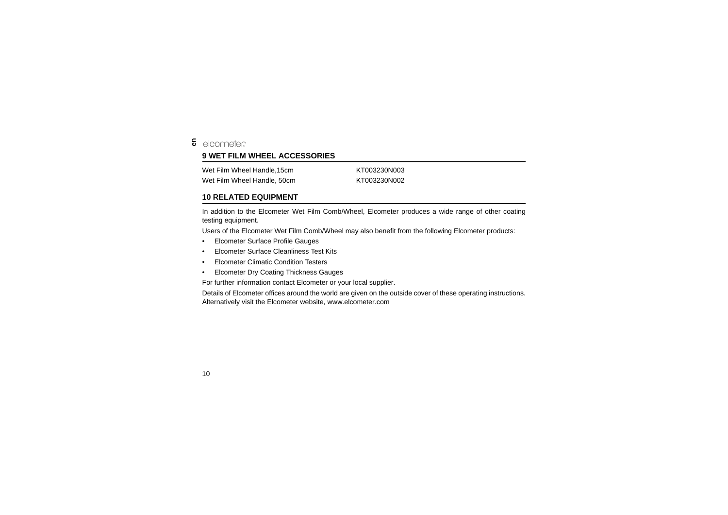## 9 WET FILM WHEEL ACCESSORIES

| | |
|---|---|
| Wet Film Wheel Handle,15cm | KT003230N003 |
| Wet Film Wheel Handle, 50cm | KT003230N002 |

## 10 RELATED EQUIPMENT

In addition to the Elcometer Wet Film Comb/Wheel, Elcometer produces a wide range of other coating testing equipment.

Users of the Elcometer Wet Film Comb/Wheel may also benefit from the following Elcometer products:

- Elcometer Surface Profile Gauges
- Elcometer Surface Cleanliness Test Kits
- Elcometer Climatic Condition Testers
- Elcometer Dry Coating Thickness Gauges

For further information contact Elcometer or your local supplier.

Details of Elcometer offices around the world are given on the outside cover of these operating instructions. Alternatively visit the Elcometer website, www.elcometer.com